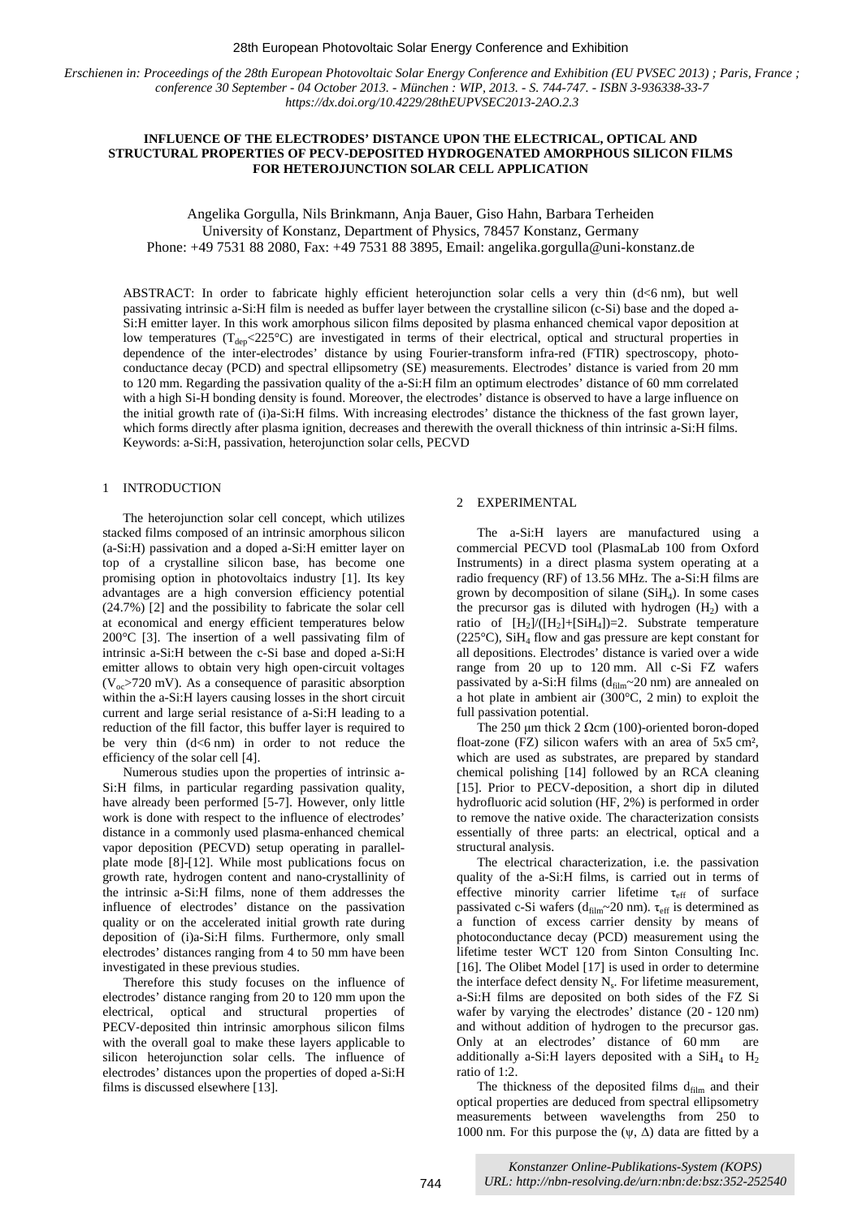*Erschienen in: Proceedings of the 28th European Photovoltaic Solar Energy Conference and Exhibition (EU PVSEC 2013) ; Paris, France ; conference 30 September - 04 October 2013. - München : WIP, 2013. - S. 744-747. - ISBN 3-936338-33-7 https://dx.doi.org/10.4229/28thEUPVSEC2013-2AO.2.3*

# INFLUENCE OF THE ELECTRODES' DISTANCE UPON THE ELECTRICAL, OPTICAL AND STRUCTURAL PROPERTIES OF PECV-DEPOSITED HYDROGENATED AMORPHOUS SILICON FILMS FOR HETEROJUNCTION SOLAR CELL APPLICATION

Angelika Gorgulla, Nils Brinkmann, Anja Bauer, Giso Hahn, Barbara Terheiden
University of Konstanz, Department of Physics, 78457 Konstanz, Germany
Phone: +49 7531 88 2080, Fax: +49 7531 88 3895, Email: angelika.gorgulla@uni-konstanz.de

ABSTRACT: In order to fabricate highly efficient heterojunction solar cells a very thin (d<6 nm), but well passivating intrinsic a-Si:H film is needed as buffer layer between the crystalline silicon (c-Si) base and the doped a-Si:H emitter layer. In this work amorphous silicon films deposited by plasma enhanced chemical vapor deposition at low temperatures ($T_{dep}$<225°C) are investigated in terms of their electrical, optical and structural properties in dependence of the inter-electrodes' distance by using Fourier-transform infra-red (FTIR) spectroscopy, photo-conductance decay (PCD) and spectral ellipsometry (SE) measurements. Electrodes' distance is varied from 20 mm to 120 mm. Regarding the passivation quality of the a-Si:H film an optimum electrodes' distance of 60 mm correlated with a high Si-H bonding density is found. Moreover, the electrodes' distance is observed to have a large influence on the initial growth rate of (i)a-Si:H films. With increasing electrodes' distance the thickness of the fast grown layer, which forms directly after plasma ignition, decreases and therewith the overall thickness of thin intrinsic a-Si:H films.
Keywords: a-Si:H, passivation, heterojunction solar cells, PECVD

## 1 INTRODUCTION

The heterojunction solar cell concept, which utilizes stacked films composed of an intrinsic amorphous silicon (a-Si:H) passivation and a doped a-Si:H emitter layer on top of a crystalline silicon base, has become one promising option in photovoltaics industry [1]. Its key advantages are a high conversion efficiency potential (24.7%) [2] and the possibility to fabricate the solar cell at economical and energy efficient temperatures below 200°C [3]. The insertion of a well passivating film of intrinsic a-Si:H between the c-Si base and doped a-Si:H emitter allows to obtain very high open-circuit voltages ($V_{oc}$>720 mV). As a consequence of parasitic absorption within the a-Si:H layers causing losses in the short circuit current and large serial resistance of a-Si:H leading to a reduction of the fill factor, this buffer layer is required to be very thin (d<6 nm) in order to not reduce the efficiency of the solar cell [4].

Numerous studies upon the properties of intrinsic a-Si:H films, in particular regarding passivation quality, have already been performed [5-7]. However, only little work is done with respect to the influence of electrodes' distance in a commonly used plasma-enhanced chemical vapor deposition (PECVD) setup operating in parallel-plate mode [8]-[12]. While most publications focus on growth rate, hydrogen content and nano-crystallinity of the intrinsic a-Si:H films, none of them addresses the influence of electrodes' distance on the passivation quality or on the accelerated initial growth rate during deposition of (i)a-Si:H films. Furthermore, only small electrodes' distances ranging from 4 to 50 mm have been investigated in these previous studies.

Therefore this study focuses on the influence of electrodes' distance ranging from 20 to 120 mm upon the electrical, optical and structural properties of PECV-deposited thin intrinsic amorphous silicon films with the overall goal to make these layers applicable to silicon heterojunction solar cells. The influence of electrodes' distances upon the properties of doped a-Si:H films is discussed elsewhere [13].

## 2 EXPERIMENTAL

The a-Si:H layers are manufactured using a commercial PECVD tool (PlasmaLab 100 from Oxford Instruments) in a direct plasma system operating at a radio frequency (RF) of 13.56 MHz. The a-Si:H films are grown by decomposition of silane ($SiH_4$). In some cases the precursor gas is diluted with hydrogen ($H_2$) with a ratio of $[H_2]/([H_2]+[SiH_4])=2$. Substrate temperature (225°C), $SiH_4$ flow and gas pressure are kept constant for all depositions. Electrodes' distance is varied over a wide range from 20 up to 120 mm. All c-Si FZ wafers passivated by a-Si:H films ($d_{film}$~20 nm) are annealed on a hot plate in ambient air (300°C, 2 min) to exploit the full passivation potential.

The 250 μm thick 2 Ωcm (100)-oriented boron-doped float-zone (FZ) silicon wafers with an area of 5x5 cm², which are used as substrates, are prepared by standard chemical polishing [14] followed by an RCA cleaning [15]. Prior to PECVD-deposition, a short dip in diluted hydrofluoric acid solution (HF, 2%) is performed in order to remove the native oxide. The characterization consists essentially of three parts: an electrical, optical and a structural analysis.

The electrical characterization, i.e. the passivation quality of the a-Si:H films, is carried out in terms of effective minority carrier lifetime $\tau_{eff}$ of surface passivated c-Si wafers ($d_{film}$~20 nm). $\tau_{eff}$ is determined as a function of excess carrier density by means of photoconductance decay (PCD) measurement using the lifetime tester WCT 120 from Sinton Consulting Inc. [16]. The Olibet Model [17] is used in order to determine the interface defect density $N_s$. For lifetime measurement, a-Si:H films are deposited on both sides of the FZ Si wafer by varying the electrodes' distance (20 - 120 nm) and without addition of hydrogen to the precursor gas. Only at an electrodes' distance of 60 mm are additionally a-Si:H layers deposited with a $SiH_4$ to $H_2$ ratio of 1:2.

The thickness of the deposited films $d_{film}$ and their optical properties are deduced from spectral ellipsometry measurements between wavelengths from 250 to 1000 nm. For this purpose the (ψ, Δ) data are fitted by a

*Konstanzer Online-Publikations-System (KOPS)*
*URL: http://nbn-resolving.de/urn:nbn:de:bsz:352-252540*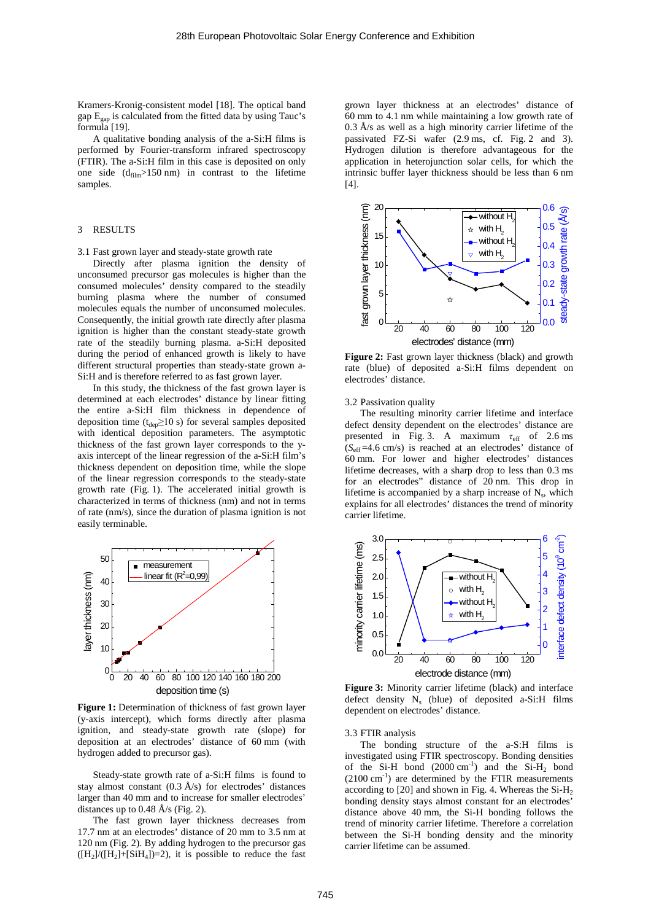Kramers-Kronig-consistent model [18]. The optical band gap $E_{gap}$ is calculated from the fitted data by using Tauc's formula [19].

A qualitative bonding analysis of the a-Si:H films is performed by Fourier-transform infrared spectroscopy (FTIR). The a-Si:H film in this case is deposited on only one side ($d_{film}$>150 nm) in contrast to the lifetime samples.

## 3 RESULTS

### 3.1 Fast grown layer and steady-state growth rate

Directly after plasma ignition the density of unconsumed precursor gas molecules is higher than the consumed molecules' density compared to the steadily burning plasma where the number of consumed molecules equals the number of unconsumed molecules. Consequently, the initial growth rate directly after plasma ignition is higher than the constant steady-state growth rate of the steadily burning plasma. a-Si:H deposited during the period of enhanced growth is likely to have different structural properties than steady-state grown a-Si:H and is therefore referred to as fast grown layer.

In this study, the thickness of the fast grown layer is determined at each electrodes' distance by linear fitting the entire a-Si:H film thickness in dependence of deposition time ($t_{dep}$≥10 s) for several samples deposited with identical deposition parameters. The asymptotic thickness of the fast grown layer corresponds to the y-axis intercept of the linear regression of the a-Si:H film's thickness dependent on deposition time, while the slope of the linear regression corresponds to the steady-state growth rate (Fig. 1). The accelerated initial growth is characterized in terms of thickness (nm) and not in terms of rate (nm/s), since the duration of plasma ignition is not easily terminable.

**Figure 1:** Determination of thickness of fast grown layer (y-axis intercept), which forms directly after plasma ignition, and steady-state growth rate (slope) for deposition at an electrodes' distance of 60 mm (with hydrogen added to precursor gas).

Steady-state growth rate of a-Si:H films is found to stay almost constant (0.3 Å/s) for electrodes' distances larger than 40 mm and to increase for smaller electrodes' distances up to 0.48 Å/s (Fig. 2).

The fast grown layer thickness decreases from 17.7 nm at an electrodes' distance of 20 mm to 3.5 nm at 120 nm (Fig. 2). By adding hydrogen to the precursor gas ($[H_2]/([H_2]+[SiH_4])=2$), it is possible to reduce the fast grown layer thickness at an electrodes' distance of 60 mm to 4.1 nm while maintaining a low growth rate of 0.3 Å/s as well as a high minority carrier lifetime of the passivated FZ-Si wafer (2.9 ms, cf. Fig. 2 and 3). Hydrogen dilution is therefore advantageous for the application in heterojunction solar cells, for which the intrinsic buffer layer thickness should be less than 6 nm [4].

**Figure 2:** Fast grown layer thickness (black) and growth rate (blue) of deposited a-Si:H films dependent on electrodes' distance.

### 3.2 Passivation quality

The resulting minority carrier lifetime and interface defect density dependent on the electrodes' distance are presented in Fig. 3. A maximum $\tau_{eff}$ of 2.6 ms ($S_{eff}$=4.6 cm/s) is reached at an electrodes' distance of 60 mm. For lower and higher electrodes' distances lifetime decreases, with a sharp drop to less than 0.3 ms for an electrodes" distance of 20 nm. This drop in lifetime is accompanied by a sharp increase of $N_s$, which explains for all electrodes' distances the trend of minority carrier lifetime.

**Figure 3:** Minority carrier lifetime (black) and interface defect density $N_s$ (blue) of deposited a-Si:H films dependent on electrodes' distance.

### 3.3 FTIR analysis

The bonding structure of the a-S:H films is investigated using FTIR spectroscopy. Bonding densities of the Si-H bond (2000 $cm^{-1}$) and the Si-$H_2$ bond (2100 $cm^{-1}$) are determined by the FTIR measurements according to [20] and shown in Fig. 4. Whereas the Si-$H_2$ bonding density stays almost constant for an electrodes' distance above 40 mm, the Si-H bonding follows the trend of minority carrier lifetime. Therefore a correlation between the Si-H bonding density and the minority carrier lifetime can be assumed.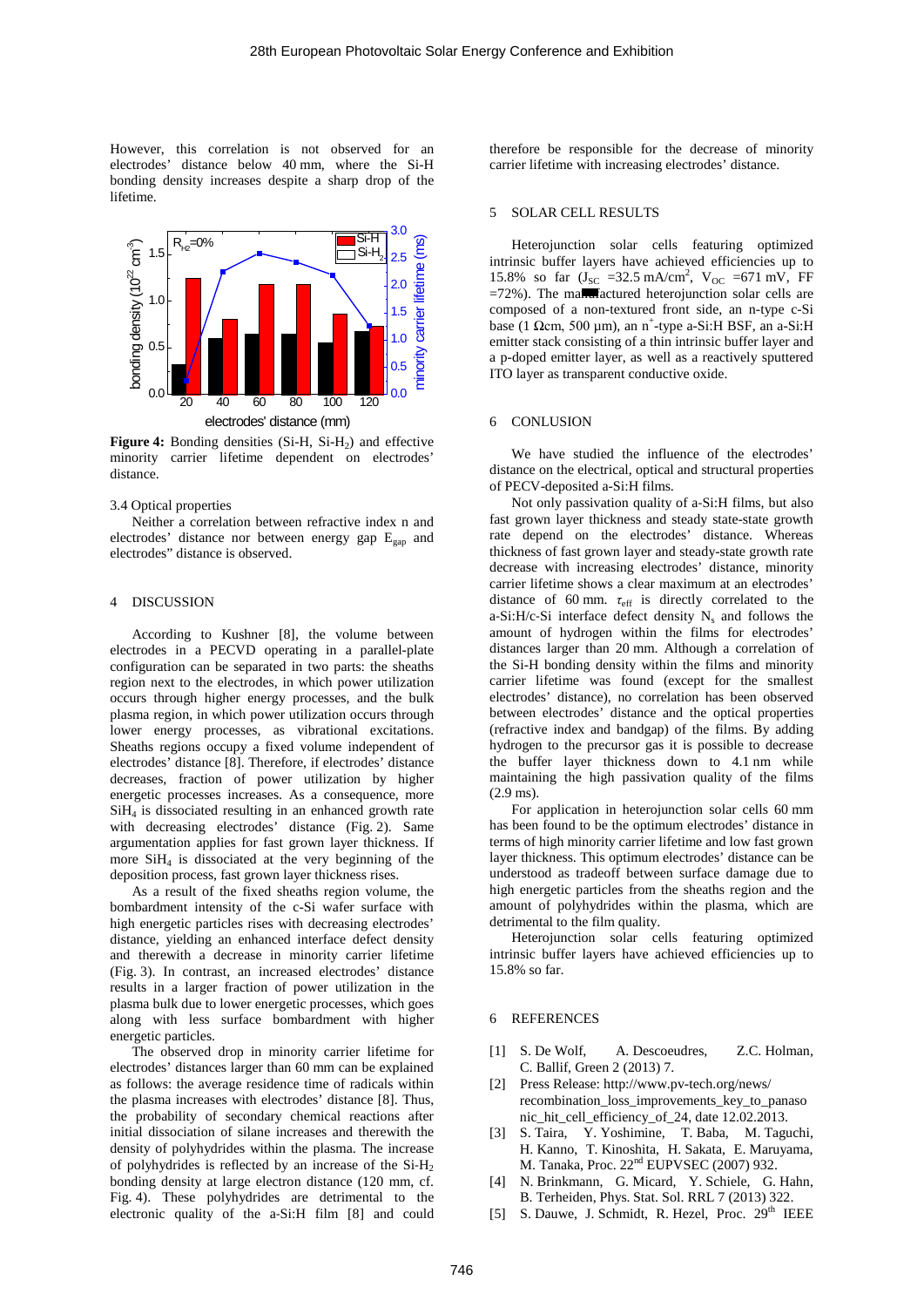However, this correlation is not observed for an electrodes' distance below 40 mm, where the Si-H bonding density increases despite a sharp drop of the lifetime.

**Figure 4:** Bonding densities (Si-H, $Si-H_2$) and effective minority carrier lifetime dependent on electrodes' distance.

3.4 Optical properties

Neither a correlation between refractive index n and electrodes' distance nor between energy gap $E_{gap}$ and electrodes" distance is observed.

## 4 DISCUSSION

According to Kushner [8], the volume between electrodes in a PECVD operating in a parallel-plate configuration can be separated in two parts: the sheaths region next to the electrodes, in which power utilization occurs through higher energy processes, and the bulk plasma region, in which power utilization occurs through lower energy processes, as vibrational excitations. Sheaths regions occupy a fixed volume independent of electrodes' distance [8]. Therefore, if electrodes' distance decreases, fraction of power utilization by higher energetic processes increases. As a consequence, more $SiH_4$ is dissociated resulting in an enhanced growth rate with decreasing electrodes' distance (Fig. 2). Same argumentation applies for fast grown layer thickness. If more $SiH_4$ is dissociated at the very beginning of the deposition process, fast grown layer thickness rises.

As a result of the fixed sheaths region volume, the bombardment intensity of the c-Si wafer surface with high energetic particles rises with decreasing electrodes' distance, yielding an enhanced interface defect density and therewith a decrease in minority carrier lifetime (Fig. 3). In contrast, an increased electrodes' distance results in a larger fraction of power utilization in the plasma bulk due to lower energetic processes, which goes along with less surface bombardment with higher energetic particles.

The observed drop in minority carrier lifetime for electrodes' distances larger than 60 mm can be explained as follows: the average residence time of radicals within the plasma increases with electrodes' distance [8]. Thus, the probability of secondary chemical reactions after initial dissociation of silane increases and therewith the density of polyhydrides within the plasma. The increase of polyhydrides is reflected by an increase of the $Si-H_2$ bonding density at large electron distance (120 mm, cf. Fig. 4). These polyhydrides are detrimental to the electronic quality of the a-Si:H film [8] and could therefore be responsible for the decrease of minority carrier lifetime with increasing electrodes' distance.

## 5 SOLAR CELL RESULTS

Heterojunction solar cells featuring optimized intrinsic buffer layers have achieved efficiencies up to 15.8% so far ($J_{SC}$ =32.5 mA/cm$^2$, $V_{OC}$ =671 mV, FF =72%). The manufactured heterojunction solar cells are composed of a non-textured front side, an n-type c-Si base (1 Ωcm, 500 µm), an $n^+$-type a-Si:H BSF, an a-Si:H emitter stack consisting of a thin intrinsic buffer layer and a p-doped emitter layer, as well as a reactively sputtered ITO layer as transparent conductive oxide.

## 6 CONLUSION

We have studied the influence of the electrodes' distance on the electrical, optical and structural properties of PECV-deposited a-Si:H films.

Not only passivation quality of a-Si:H films, but also fast grown layer thickness and steady state-growth rate depend on the electrodes' distance. Whereas thickness of fast grown layer and steady-state growth rate decrease with increasing electrodes' distance, minority carrier lifetime shows a clear maximum at an electrodes' distance of 60 mm. $\tau_{eff}$ is directly correlated to the a-Si:H/c-Si interface defect density $N_s$ and follows the amount of hydrogen within the films for electrodes' distances larger than 20 mm. Although a correlation of the Si-H bonding density within the films and minority carrier lifetime was found (except for the smallest electrodes' distance), no correlation has been observed between electrodes' distance and the optical properties (refractive index and bandgap) of the films. By adding hydrogen to the precursor gas it is possible to decrease the buffer layer thickness down to 4.1 nm while maintaining the high passivation quality of the films (2.9 ms).

For application in heterojunction solar cells 60 mm has been found to be the optimum electrodes' distance in terms of high minority carrier lifetime and low fast grown layer thickness. This optimum electrodes' distance can be understood as tradeoff between surface damage due to high energetic particles from the sheaths region and the amount of polyhydrides within the plasma, which are detrimental to the film quality.

Heterojunction solar cells featuring optimized intrinsic buffer layers have achieved efficiencies up to 15.8% so far.

## 6 REFERENCES

[1] S. De Wolf, A. Descoeudres, Z.C. Holman, C. Ballif, Green 2 (2013) 7.

[2] Press Release: http://www.pv-tech.org/news/recombination_loss_improvements_key_to_panasonic_hit_cell_efficiency_of_24, date 12.02.2013.

[3] S. Taira, Y. Yoshimine, T. Baba, M. Taguchi, H. Kanno, T. Kinoshita, H. Sakata, E. Maruyama, M. Tanaka, Proc. 22nd EUPVSEC (2007) 932.

[4] N. Brinkmann, G. Micard, Y. Schiele, G. Hahn, B. Terheiden, Phys. Stat. Sol. RRL 7 (2013) 322.

[5] S. Dauwe, J. Schmidt, R. Hezel, Proc. 29th IEEE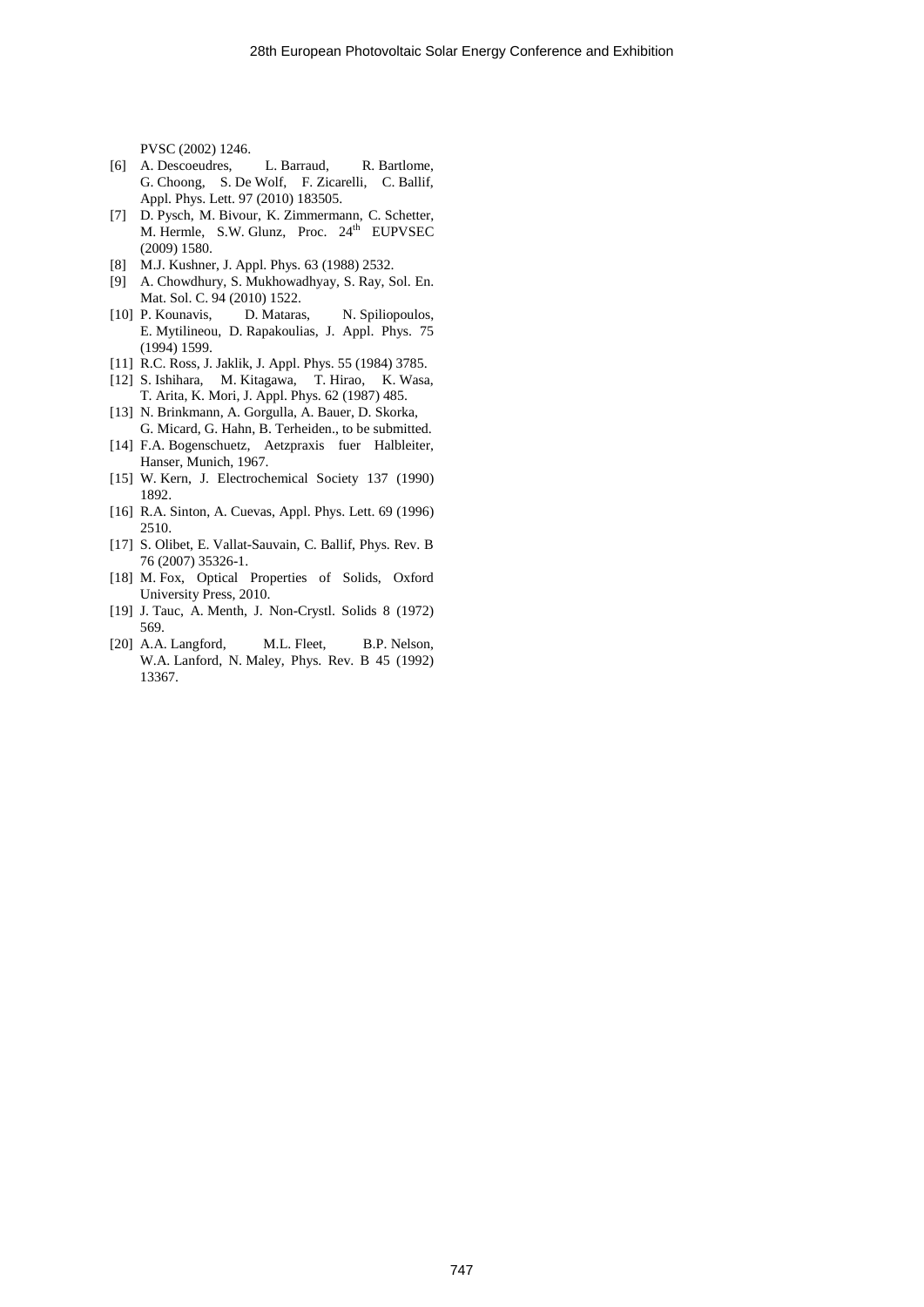PVSC (2002) 1246.

[6] A. Descoeudres, L. Barraud, R. Bartlome, G. Choong, S. De Wolf, F. Zicarelli, C. Ballif, Appl. Phys. Lett. 97 (2010) 183505.

[7] D. Pysch, M. Bivour, K. Zimmermann, C. Schetter, M. Hermle, S.W. Glunz, Proc. 24th EUPVSEC (2009) 1580.

[8] M.J. Kushner, J. Appl. Phys. 63 (1988) 2532.

[9] A. Chowdhury, S. Mukhowadhyay, S. Ray, Sol. En. Mat. Sol. C. 94 (2010) 1522.

[10] P. Kounavis, D. Mataras, N. Spiliopoulos, E. Mytilineou, D. Rapakoulias, J. Appl. Phys. 75 (1994) 1599.

[11] R.C. Ross, J. Jaklik, J. Appl. Phys. 55 (1984) 3785.

[12] S. Ishihara, M. Kitagawa, T. Hirao, K. Wasa, T. Arita, K. Mori, J. Appl. Phys. 62 (1987) 485.

[13] N. Brinkmann, A. Gorgulla, A. Bauer, D. Skorka, G. Micard, G. Hahn, B. Terheiden., to be submitted.

[14] F.A. Bogenschuetz, Aetzpraxis fuer Halbleiter, Hanser, Munich, 1967.

[15] W. Kern, J. Electrochemical Society 137 (1990) 1892.

[16] R.A. Sinton, A. Cuevas, Appl. Phys. Lett. 69 (1996) 2510.

[17] S. Olibet, E. Vallat-Sauvain, C. Ballif, Phys. Rev. B 76 (2007) 35326-1.

[18] M. Fox, Optical Properties of Solids, Oxford University Press, 2010.

[19] J. Tauc, A. Menth, J. Non-Crystl. Solids 8 (1972) 569.

[20] A.A. Langford, M.L. Fleet, B.P. Nelson, W.A. Lanford, N. Maley, Phys. Rev. B 45 (1992) 13367.